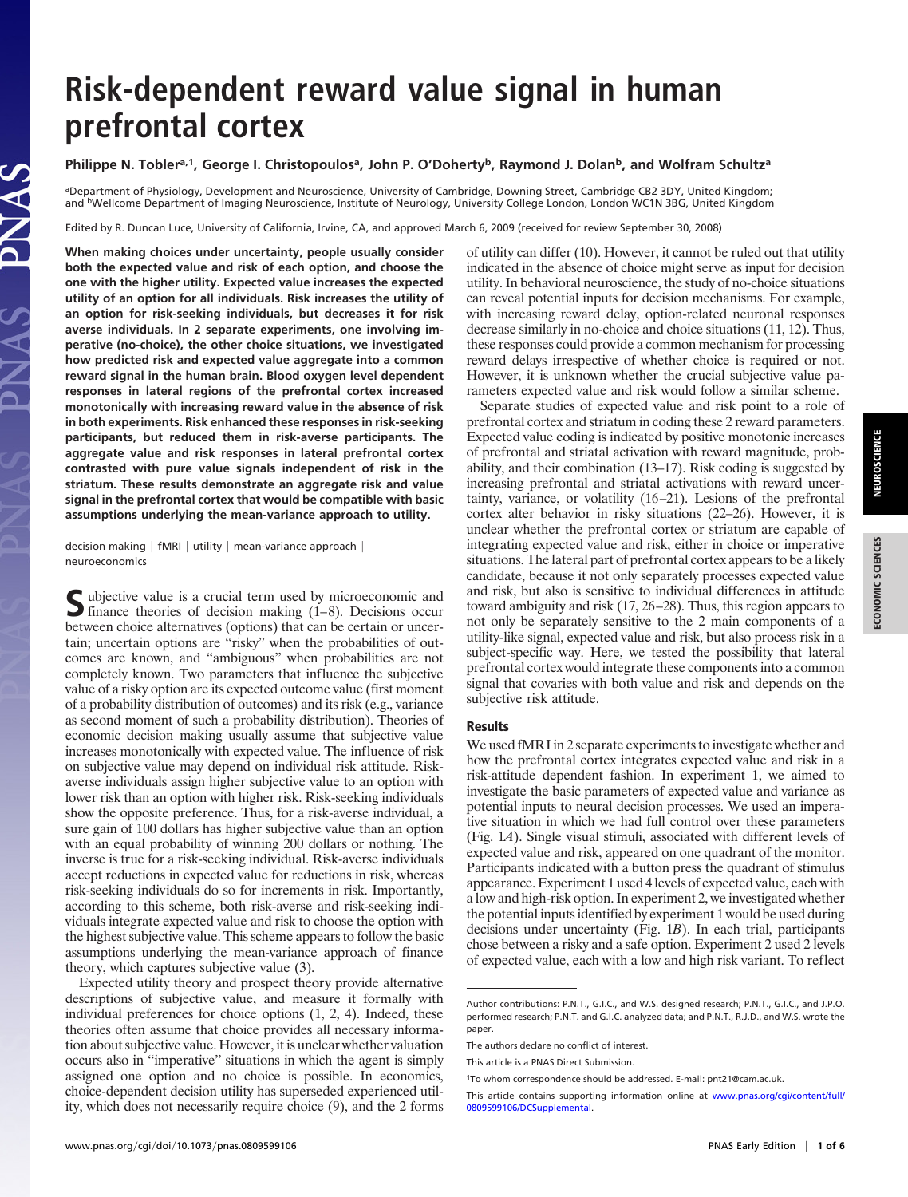# Risk-dependent reward value signal in human prefrontal cortex

**Philippe N. Tobler[a,1], George I. Christopoulos[a], John P. O'Doherty[b], Raymond J. Dolan[b], and Wolfram Schultz[a]**

[a]Department of Physiology, Development and Neuroscience, University of Cambridge, Downing Street, Cambridge CB2 3DY, United Kingdom; and [b]Wellcome Department of Imaging Neuroscience, Institute of Neurology, University College London, London WC1N 3BG, United Kingdom

Edited by R. Duncan Luce, University of California, Irvine, CA, and approved March 6, 2009 (received for review September 30, 2008)

**When making choices under uncertainty, people usually consider both the expected value and risk of each option, and choose the one with the higher utility. Expected value increases the expected utility of an option for all individuals. Risk increases the utility of an option for risk-seeking individuals, but decreases it for risk averse individuals. In 2 separate experiments, one involving imperative (no-choice), the other choice situations, we investigated how predicted risk and expected value aggregate into a common reward signal in the human brain. Blood oxygen level dependent responses in lateral regions of the prefrontal cortex increased monotonically with increasing reward value in the absence of risk in both experiments. Risk enhanced these responses in risk-seeking participants, but reduced them in risk-averse participants. The aggregate value and risk responses in lateral prefrontal cortex contrasted with pure value signals independent of risk in the striatum. These results demonstrate an aggregate risk and value signal in the prefrontal cortex that would be compatible with basic assumptions underlying the mean-variance approach to utility.**

decision making | fMRI | utility | mean-variance approach | neuroeconomics

Subjective value is a crucial term used by microeconomic and finance theories of decision making (1–8). Decisions occur between choice alternatives (options) that can be certain or uncertain; uncertain options are "risky" when the probabilities of outcomes are known, and "ambiguous" when probabilities are not completely known. Two parameters that influence the subjective value of a risky option are its expected outcome value (first moment of a probability distribution of outcomes) and its risk (e.g., variance as second moment of such a probability distribution). Theories of economic decision making usually assume that subjective value increases monotonically with expected value. The influence of risk on subjective value may depend on individual risk attitude. Risk-averse individuals assign higher subjective value to an option with lower risk than an option with higher risk. Risk-seeking individuals show the opposite preference. Thus, for a risk-averse individual, a sure gain of 100 dollars has higher subjective value than an option with an equal probability of winning 200 dollars or nothing. The inverse is true for a risk-seeking individual. Risk-averse individuals accept reductions in expected value for reductions in risk, whereas risk-seeking individuals do so for increments in risk. Importantly, according to this scheme, both risk-averse and risk-seeking individuals integrate expected value and risk to choose the option with the highest subjective value. This scheme appears to follow the basic assumptions underlying the mean-variance approach of finance theory, which captures subjective value (3).

Expected utility theory and prospect theory provide alternative descriptions of subjective value, and measure it formally with individual preferences for choice options (1, 2, 4). Indeed, these theories often assume that choice provides all necessary information about subjective value. However, it is unclear whether valuation occurs also in "imperative" situations in which the agent is simply assigned one option and no choice is possible. In economics, choice-dependent decision utility has superseded experienced utility, which does not necessarily require choice (9), and the 2 forms of utility can differ (10). However, it cannot be ruled out that utility indicated in the absence of choice might serve as input for decision utility. In behavioral neuroscience, the study of no-choice situations can reveal potential inputs for decision mechanisms. For example, with increasing reward delay, option-related neuronal responses decrease similarly in no-choice and choice situations (11, 12). Thus, these responses could provide a common mechanism for processing reward delays irrespective of whether choice is required or not. However, it is unknown whether the crucial subjective value parameters expected value and risk would follow a similar scheme.

Separate studies of expected value and risk point to a role of prefrontal cortex and striatum in coding these 2 reward parameters. Expected value coding is indicated by positive monotonic increases of prefrontal and striatal activation with reward magnitude, probability, and their combination (13–17). Risk coding is suggested by increasing prefrontal and striatal activations with reward uncertainty, variance, or volatility (16–21). Lesions of the prefrontal cortex alter behavior in risky situations (22–26). However, it is unclear whether the prefrontal cortex or striatum are capable of integrating expected value and risk, either in choice or imperative situations. The lateral part of prefrontal cortex appears to be a likely candidate, because it not only separately processes expected value and risk, but also is sensitive to individual differences in attitude toward ambiguity and risk (17, 26–28). Thus, this region appears to not only be separately sensitive to the 2 main components of a utility-like signal, expected value and risk, but also process risk in a subject-specific way. Here, we tested the possibility that lateral prefrontal cortex would integrate these components into a common signal that covaries with both value and risk and depends on the subjective risk attitude.

## Results

We used fMRI in 2 separate experiments to investigate whether and how the prefrontal cortex integrates expected value and risk in a risk-attitude dependent fashion. In experiment 1, we aimed to investigate the basic parameters of expected value and variance as potential inputs to neural decision processes. We used an imperative situation in which we had full control over these parameters (Fig. 1*A*). Single visual stimuli, associated with different levels of expected value and risk, appeared on one quadrant of the monitor. Participants indicated with a button press the quadrant of stimulus appearance. Experiment 1 used 4 levels of expected value, each with a low and high-risk option. In experiment 2, we investigated whether the potential inputs identified by experiment 1 would be used during decisions under uncertainty (Fig. 1*B*). In each trial, participants chose between a risky and a safe option. Experiment 2 used 2 levels of expected value, each with a low and high risk variant. To reflect

---

Author contributions: P.N.T., G.I.C., and W.S. designed research; P.N.T., G.I.C., and J.P.O. performed research; P.N.T. and G.I.C. analyzed data; and P.N.T., R.J.D., and W.S. wrote the paper.

The authors declare no conflict of interest.

This article is a PNAS Direct Submission.

[1]To whom correspondence should be addressed. E-mail: pnt21@cam.ac.uk.

This article contains supporting information online at www.pnas.org/cgi/content/full/0809599106/DCSupplemental.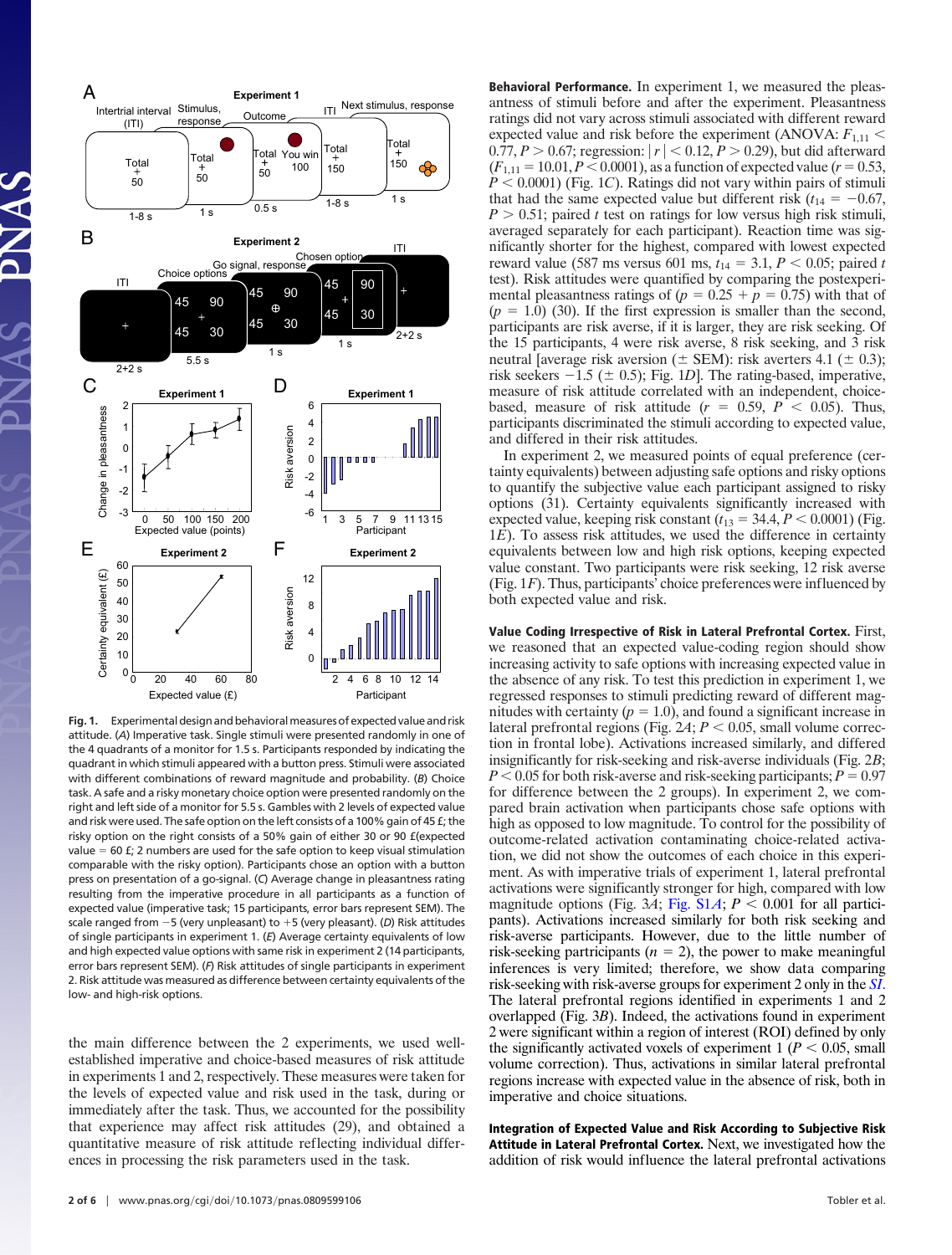Fig. 1. Experimental design and behavioral measures of expected value and risk attitude. (*A*) Imperative task. Single stimuli were presented randomly in one of the 4 quadrants of a monitor for 1.5 s. Participants responded by indicating the quadrant in which stimuli appeared with a button press. Stimuli were associated with different combinations of reward magnitude and probability. (*B*) Choice task. A safe and a risky monetary choice option were presented randomly on the right and left side of a monitor for 5.5 s. Gambles with 2 levels of expected value and risk were used. The safe option on the left consists of a 100% gain of 45 £; the risky option on the right consists of a 50% gain of either 30 or 90 £(expected value = 60 £; 2 numbers are used for the safe option to keep visual stimulation comparable with the risky option). Participants chose an option with a button press on presentation of a go-signal. (*C*) Average change in pleasantness rating resulting from the imperative procedure in all participants as a function of expected value (imperative task; 15 participants, error bars represent SEM). The scale ranged from −5 (very unpleasant) to +5 (very pleasant). (*D*) Risk attitudes of single participants in experiment 1. (*E*) Average certainty equivalents of low and high expected value options with same risk in experiment 2 (14 participants, error bars represent SEM). (*F*) Risk attitudes of single participants in experiment 2. Risk attitude was measured as difference between certainty equivalents of the low- and high-risk options.

the main difference between the 2 experiments, we used well-established imperative and choice-based measures of risk attitude in experiments 1 and 2, respectively. These measures were taken for the levels of expected value and risk used in the task, during or immediately after the task. Thus, we accounted for the possibility that experience may affect risk attitudes (29), and obtained a quantitative measure of risk attitude reflecting individual differences in processing the risk parameters used in the task.

**Behavioral Performance.** In experiment 1, we measured the pleasantness of stimuli before and after the experiment. Pleasantness ratings did not vary across stimuli associated with different reward expected value and risk before the experiment (ANOVA: $F_{1,11} < 0.77$, $P > 0.67$; regression: $|r| < 0.12$, $P > 0.29$), but did afterward ($F_{1,11} = 10.01$, $P < 0.0001$), as a function of expected value ($r = 0.53$, $P < 0.0001$) (Fig. 1*C*). Ratings did not vary within pairs of stimuli that had the same expected value but different risk ($t_{14} = -0.67$, $P > 0.51$; paired $t$ test on ratings for low versus high risk stimuli, averaged separately for each participant). Reaction time was significantly shorter for the highest, compared with lowest expected reward value (587 ms versus 601 ms, $t_{14} = 3.1$, $P < 0.05$; paired $t$ test). Risk attitudes were quantified by comparing the postexperimental pleasantness ratings of ($p = 0.25 + p = 0.75$) with that of ($p = 1.0$) (30). If the first expression is smaller than the second, participants are risk averse, if it is larger, they are risk seeking. Of the 15 participants, 4 were risk averse, 8 risk seeking, and 3 risk neutral [average risk aversion (± SEM): risk averters 4.1 (± 0.3); risk seekers −1.5 (± 0.5); Fig. 1*D*]. The rating-based, imperative, measure of risk attitude correlated with an independent, choice-based, measure of risk attitude ($r = 0.59$, $P < 0.05$). Thus, participants discriminated the stimuli according to expected value, and differed in their risk attitudes.

In experiment 2, we measured points of equal preference (certainty equivalents) between adjusting safe options and risky options to quantify the subjective value each participant assigned to risky options (31). Certainty equivalents significantly increased with expected value, keeping risk constant ($t_{13} = 34.4$, $P < 0.0001$) (Fig. 1*E*). To assess risk attitudes, we used the difference in certainty equivalents between low and high risk options, keeping expected value constant. Two participants were risk seeking, 12 risk averse (Fig. 1*F*). Thus, participants' choice preferences were influenced by both expected value and risk.

**Value Coding Irrespective of Risk in Lateral Prefrontal Cortex.** First, we reasoned that an expected value-coding region should show increasing activity to safe options with increasing expected value in the absence of any risk. To test this prediction in experiment 1, we regressed responses to stimuli predicting reward of different magnitudes with certainty ($p = 1.0$), and found a significant increase in lateral prefrontal regions (Fig. 2*A*; $P < 0.05$, small volume correction in frontal lobe). Activations increased similarly, and differed insignificantly for risk-seeking and risk-averse individuals (Fig. 2*B*; $P < 0.05$ for both risk-averse and risk-seeking participants; $P = 0.97$ for difference between the 2 groups). In experiment 2, we compared brain activation when participants chose safe options with high as opposed to low magnitude. To control for the possibility of outcome-related activation contaminating choice-related activation, we did not show the outcomes of each choice in this experiment. As with imperative trials of experiment 1, lateral prefrontal activations were significantly stronger for high, compared with low magnitude options (Fig. 3*A*; Fig. S1*A*; $P < 0.001$ for all participants). Activations increased similarly for both risk seeking and risk-averse participants. However, due to the little number of risk-seeking partricipants ($n = 2$), the power to make meaningful inferences is very limited; therefore, we show data comparing risk-seeking with risk-averse groups for experiment 2 only in the *SI*. The lateral prefrontal regions identified in experiments 1 and 2 overlapped (Fig. 3*B*). Indeed, the activations found in experiment 2 were significant within a region of interest (ROI) defined by only the significantly activated voxels of experiment 1 ($P < 0.05$, small volume correction). Thus, activations in similar lateral prefrontal regions increase with expected value in the absence of risk, both in imperative and choice situations.

**Integration of Expected Value and Risk According to Subjective Risk Attitude in Lateral Prefrontal Cortex.** Next, we investigated how the addition of risk would influence the lateral prefrontal activations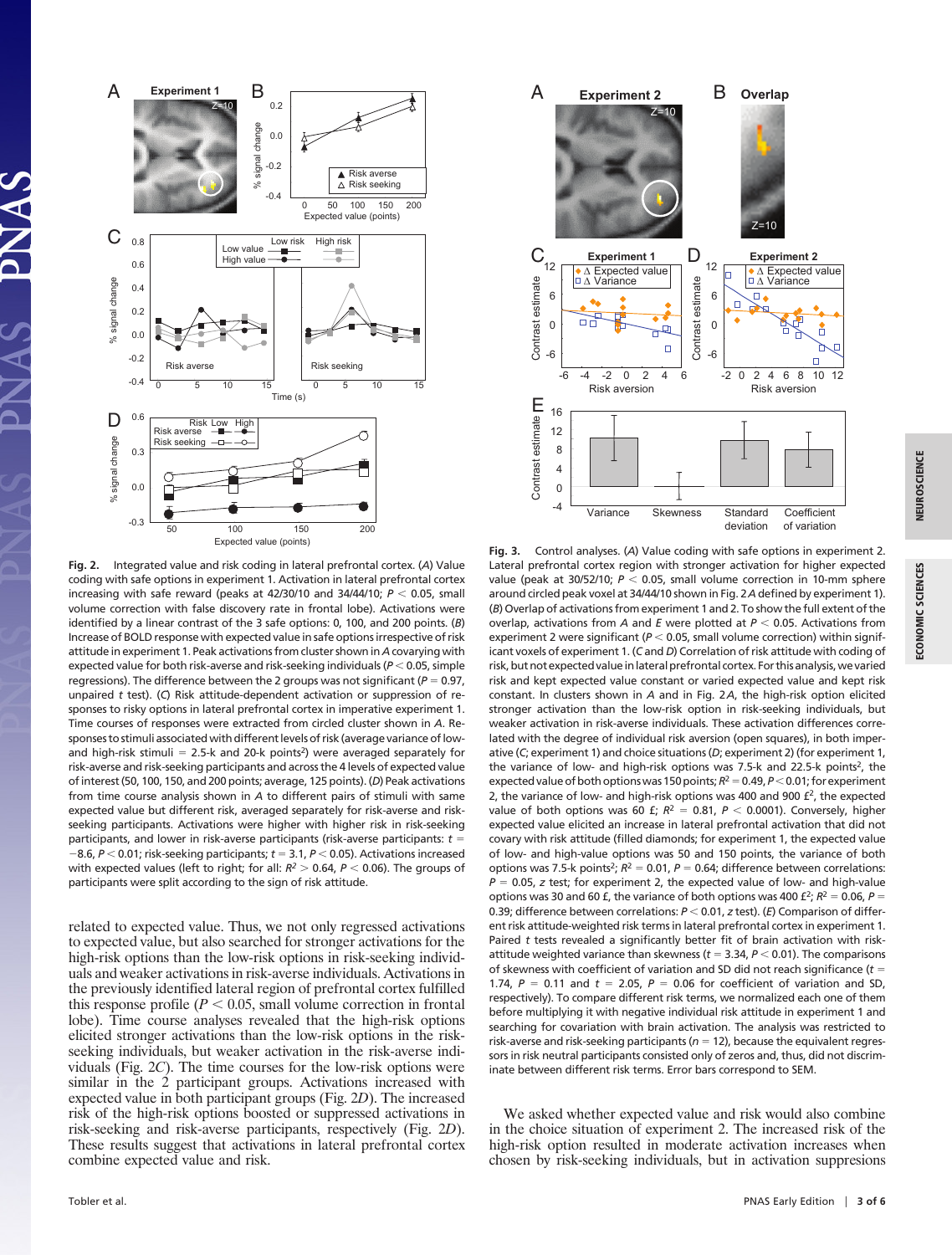**Fig. 2.** Integrated value and risk coding in lateral prefrontal cortex. (*A*) Value coding with safe options in experiment 1. Activation in lateral prefrontal cortex increasing with safe reward (peaks at 42/30/10 and 34/44/10; $P < 0.05$, small volume correction with false discovery rate in frontal lobe). Activations were identified by a linear contrast of the 3 safe options: 0, 100, and 200 points. (*B*) Increase of BOLD response with expected value in safe options irrespective of risk attitude in experiment 1. Peak activations from cluster shown in *A* covarying with expected value for both risk-averse and risk-seeking individuals ($P < 0.05$, simple regressions). The difference between the 2 groups was not significant ($P = 0.97$, unpaired *t* test). (*C*) Risk attitude-dependent activation or suppression of responses to risky options in lateral prefrontal cortex in imperative experiment 1. Time courses of responses were extracted from circled cluster shown in *A*. Responses to stimuli associated with different levels of risk (average variance of low- and high-risk stimuli = 2.5-k and 20-k points$^2$) were averaged separately for risk-averse and risk-seeking participants and across the 4 levels of expected value of interest (50, 100, 150, and 200 points; average, 125 points). (*D*) Peak activations from time course analysis shown in *A* to different pairs of stimuli with same expected value but different risk, averaged separately for risk-averse and risk-seeking participants. Activations were higher with higher risk in risk-seeking participants, and lower in risk-averse participants (risk-averse participants: $t = -8.6$, $P < 0.01$; risk-seeking participants; $t = 3.1$, $P < 0.05$). Activations increased with expected values (left to right; for all: $R^2 > 0.64$, $P < 0.06$). The groups of participants were split according to the sign of risk attitude.

related to expected value. Thus, we not only regressed activations to expected value, but also searched for stronger activations for the high-risk options than the low-risk options in risk-seeking individuals and weaker activations in risk-averse individuals. Activations in the previously identified lateral region of prefrontal cortex fulfilled this response profile ($P < 0.05$, small volume correction in frontal lobe). Time course analyses revealed that the high-risk options elicited stronger activations than the low-risk options in the risk-seeking individuals, but weaker activation in the risk-averse individuals (Fig. 2*C*). The time courses for the low-risk options were similar in the 2 participant groups. Activations increased with expected value in both participant groups (Fig. 2*D*). The increased risk of the high-risk options boosted or suppressed activations in risk-seeking and risk-averse participants, respectively (Fig. 2*D*). These results suggest that activations in lateral prefrontal cortex combine expected value and risk.

**Fig. 3.** Control analyses. (*A*) Value coding with safe options in experiment 2. Lateral prefrontal cortex region with stronger activation for higher expected value (peak at 30/52/10; $P < 0.05$, small volume correction in 10-mm sphere around circled peak voxel at 34/44/10 shown in Fig. 2*A* defined by experiment 1). (*B*) Overlap of activations from experiment 1 and 2. To show the full extent of the overlap, activations from *A* and *E* were plotted at $P < 0.05$. Activations from experiment 2 were significant ($P < 0.05$, small volume correction) within significant voxels of experiment 1. (*C* and *D*) Correlation of risk attitude with coding of risk, but not expected value in lateral prefrontal cortex. For this analysis, we varied risk and kept expected value constant or varied expected value and kept risk constant. In clusters shown in *A* and in Fig. 2*A*, the high-risk option elicited stronger activation than the low-risk option in risk-seeking individuals, but weaker activation in risk-averse individuals. These activation differences correlated with the degree of individual risk aversion (open squares), in both imperative (*C*; experiment 1) and choice situations (*D*; experiment 2) (for experiment 1, the variance of low- and high-risk options was 7.5-k and 22.5-k points$^2$, the expected value of both options was 150 points; $R^2 = 0.49$, $P < 0.01$; for experiment 2, the variance of low- and high-risk options was 400 and 900 £$^2$, the expected value of both options was 60 £; $R^2 = 0.81$, $P < 0.0001$). Conversely, higher expected value elicited an increase in lateral prefrontal activation that did not covary with risk attitude (filled diamonds; for experiment 1, the expected value of low- and high-value options was 50 and 150 points, the variance of both options was 7.5-k points$^2$; $R^2 = 0.01$, $P = 0.64$; difference between correlations: $P = 0.05$, *z* test; for experiment 2, the expected value of low- and high-value options was 30 and 60 £, the variance of both options was 400 £$^2$; $R^2 = 0.06$, $P = 0.39$; difference between correlations: $P < 0.01$, *z* test). (*E*) Comparison of different risk attitude-weighted risk terms in lateral prefrontal cortex in experiment 1. Paired *t* tests revealed a significantly better fit of brain activation with risk-attitude weighted variance than skewness ($t = 3.34$, $P < 0.01$). The comparisons of skewness with coefficient of variation and SD did not reach significance ($t = 1.74$, $P = 0.11$ and $t = 2.05$, $P = 0.06$ for coefficient of variation and SD, respectively). To compare different risk terms, we normalized each one of them before multiplying it with negative individual risk attitude in experiment 1 and searching for covariation with brain activation. The analysis was restricted to risk-averse and risk-seeking participants ($n = 12$), because the equivalent regressors in risk neutral participants consisted only of zeros and, thus, did not discriminate between different risk terms. Error bars correspond to SEM.

We asked whether expected value and risk would also combine in the choice situation of experiment 2. The increased risk of the high-risk option resulted in moderate activation increases when chosen by risk-seeking individuals, but in activation suppressions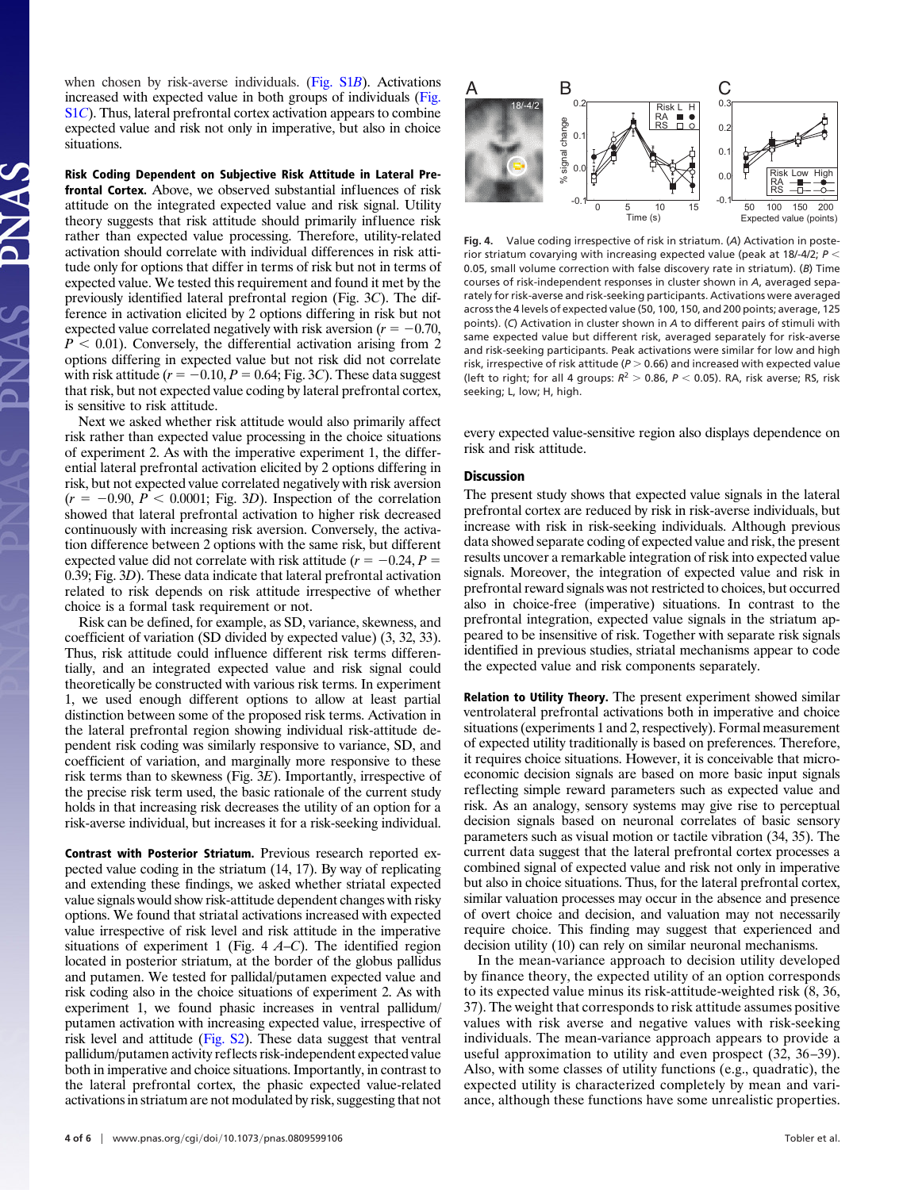when chosen by risk-averse individuals. (Fig. S1*B*). Activations increased with expected value in both groups of individuals (Fig. S1*C*). Thus, lateral prefrontal cortex activation appears to combine expected value and risk not only in imperative, but also in choice situations.

**Risk Coding Dependent on Subjective Risk Attitude in Lateral Prefrontal Cortex.** Above, we observed substantial influences of risk attitude on the integrated expected value and risk signal. Utility theory suggests that risk attitude should primarily influence risk rather than expected value processing. Therefore, utility-related activation should correlate with individual differences in risk attitude only for options that differ in terms of risk but not in terms of expected value. We tested this requirement and found it met by the previously identified lateral prefrontal region (Fig. 3*C*). The difference in activation elicited by 2 options differing in risk but not expected value correlated negatively with risk aversion ($r = -0.70$, $P < 0.01$). Conversely, the differential activation arising from 2 options differing in expected value but not risk did not correlate with risk attitude ($r = -0.10$, $P = 0.64$; Fig. 3*C*). These data suggest that risk, but not expected value coding by lateral prefrontal cortex, is sensitive to risk attitude.

Next we asked whether risk attitude would also primarily affect risk rather than expected value processing in the choice situations of experiment 2. As with the imperative experiment 1, the differential lateral prefrontal activation elicited by 2 options differing in risk, but not expected value correlated negatively with risk aversion ($r = -0.90$, $P < 0.0001$; Fig. 3*D*). Inspection of the correlation showed that lateral prefrontal activation to higher risk decreased continuously with increasing risk aversion. Conversely, the activation difference between 2 options with the same risk, but different expected value did not correlate with risk attitude ($r = -0.24$, $P = 0.39$; Fig. 3*D*). These data indicate that lateral prefrontal activation related to risk depends on risk attitude irrespective of whether choice is a formal task requirement or not.

Risk can be defined, for example, as SD, variance, skewness, and coefficient of variation (SD divided by expected value) (3, 32, 33). Thus, risk attitude could influence different risk terms differentially, and an integrated expected value and risk signal could theoretically be constructed with various risk terms. In experiment 1, we used enough different options to allow at least partial distinction between some of the proposed risk terms. Activation in the lateral prefrontal region showing individual risk-attitude dependent risk coding was similarly responsive to variance, SD, and coefficient of variation, and marginally more responsive to these risk terms than to skewness (Fig. 3*E*). Importantly, irrespective of the precise risk term used, the basic rationale of the current study holds in that increasing risk decreases the utility of an option for a risk-averse individual, but increases it for a risk-seeking individual.

**Contrast with Posterior Striatum.** Previous research reported expected value coding in the striatum (14, 17). By way of replicating and extending these findings, we asked whether striatal expected value signals would show risk-attitude dependent changes with risky options. We found that striatal activations increased with expected value irrespective of risk level and risk attitude in the imperative situations of experiment 1 (Fig. 4 *A–C*). The identified region located in posterior striatum, at the border of the globus pallidus and putamen. We tested for pallidal/putamen expected value and risk coding also in the choice situations of experiment 2. As with experiment 1, we found phasic increases in ventral pallidum/putamen activation with increasing expected value, irrespective of risk level and attitude (Fig. S2). These data suggest that ventral pallidum/putamen activity reflects risk-independent expected value both in imperative and choice situations. Importantly, in contrast to the lateral prefrontal cortex, the phasic expected value-related activations in striatum are not modulated by risk, suggesting that not every expected value-sensitive region also displays dependence on risk and risk attitude.

A
18/-4/2

B
% signal change
0.2
0.1
0.0
-0.1
0 5 10 15
Time (s)
Risk L H
RA
RS

C
0.3
0.2
0.1
0.0
-0.1
50 100 150 200
Expected value (points)
Risk Low High
RA
RS

**Fig. 4.** Value coding irrespective of risk in striatum. (*A*) Activation in posterior striatum covarying with increasing expected value (peak at 18/-4/2; $P < 0.05$, small volume correction with false discovery rate in striatum). (*B*) Time courses of risk-independent responses in cluster shown in *A*, averaged separately for risk-averse and risk-seeking participants. Activations were averaged across the 4 levels of expected value (50, 100, 150, and 200 points; average, 125 points). (*C*) Activation in cluster shown in *A* to different pairs of stimuli with same expected value but different risk, averaged separately for risk-averse and risk-seeking participants. Peak activations were similar for low and high risk, irrespective of risk attitude ($P > 0.66$) and increased with expected value (left to right; for all 4 groups: $R^2 > 0.86$, $P < 0.05$). RA, risk averse; RS, risk seeking; L, low; H, high.

## Discussion

The present study shows that expected value signals in the lateral prefrontal cortex are reduced by risk in risk-averse individuals, but increase with risk in risk-seeking individuals. Although previous data showed separate coding of expected value and risk, the present results uncover a remarkable integration of risk into expected value signals. Moreover, the integration of expected value and risk in prefrontal reward signals was not restricted to choices, but occurred also in choice-free (imperative) situations. In contrast to the prefrontal integration, expected value signals in the striatum appeared to be insensitive of risk. Together with separate risk signals identified in previous studies, striatal mechanisms appear to code the expected value and risk components separately.

**Relation to Utility Theory.** The present experiment showed similar ventrolateral prefrontal activations both in imperative and choice situations (experiments 1 and 2, respectively). Formal measurement of expected utility traditionally is based on preferences. Therefore, it requires choice situations. However, it is conceivable that microeconomic decision signals are based on more basic input signals reflecting simple reward parameters such as expected value and risk. As an analogy, sensory systems may give rise to perceptual decision signals based on neuronal correlates of basic sensory parameters such as visual motion or tactile vibration (34, 35). The current data suggest that the lateral prefrontal cortex processes a combined signal of expected value and risk not only in imperative but also in choice situations. Thus, for the lateral prefrontal cortex, similar valuation processes may occur in the absence and presence of overt choice and decision, and valuation may not necessarily require choice. This finding may suggest that experienced and decision utility (10) can rely on similar neuronal mechanisms.

In the mean-variance approach to decision utility developed by finance theory, the expected utility of an option corresponds to its expected value minus its risk-attitude-weighted risk (8, 36, 37). The weight that corresponds to risk attitude assumes positive values with risk averse and negative values with risk-seeking individuals. The mean-variance approach appears to provide a useful approximation to utility and even prospect (32, 36–39). Also, with some classes of utility functions (e.g., quadratic), the expected utility is characterized completely by mean and variance, although these functions have some unrealistic properties.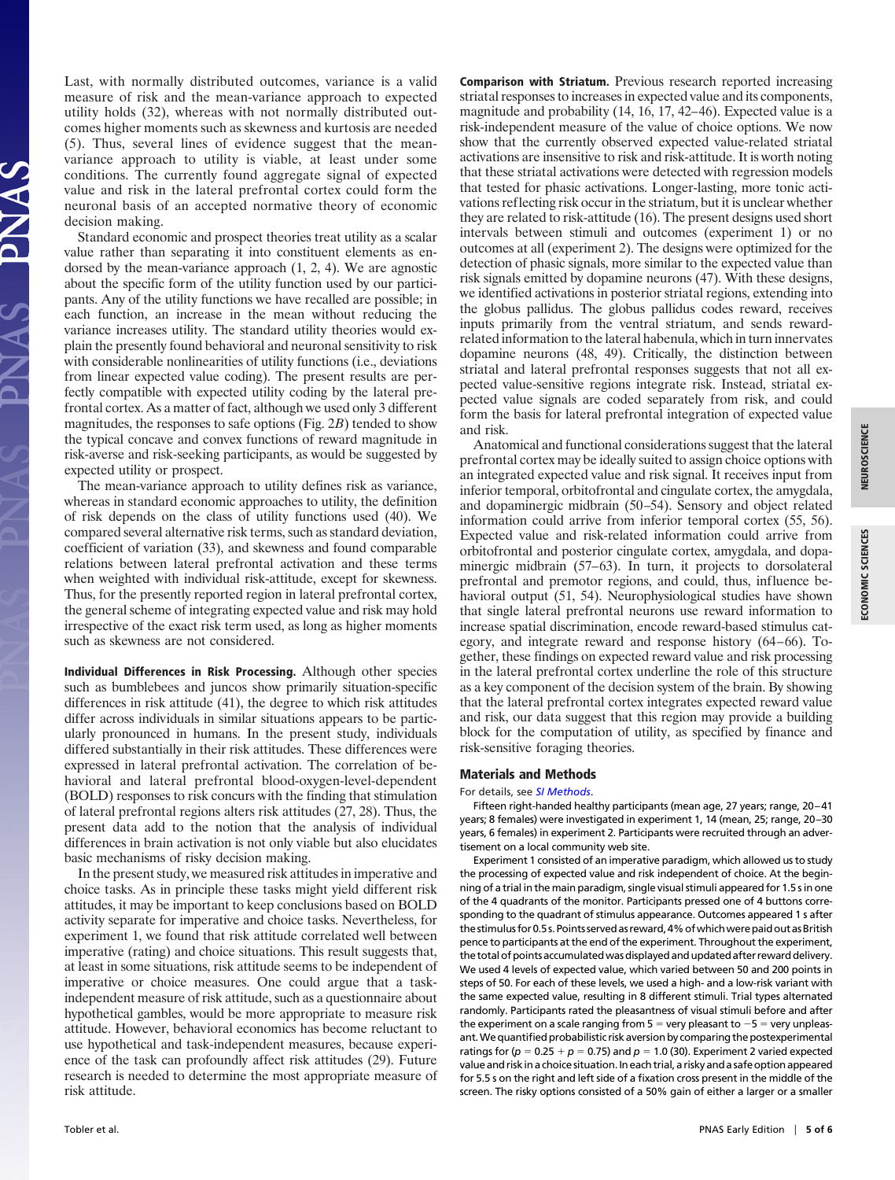Last, with normally distributed outcomes, variance is a valid measure of risk and the mean-variance approach to expected utility holds (32), whereas with not normally distributed outcomes higher moments such as skewness and kurtosis are needed (5). Thus, several lines of evidence suggest that the mean-variance approach to utility is viable, at least under some conditions. The currently found aggregate signal of expected value and risk in the lateral prefrontal cortex could form the neuronal basis of an accepted normative theory of economic decision making.

Standard economic and prospect theories treat utility as a scalar value rather than separating it into constituent elements as endorsed by the mean-variance approach (1, 2, 4). We are agnostic about the specific form of the utility function used by our participants. Any of the utility functions we have recalled are possible; in each function, an increase in the mean without reducing the variance increases utility. The standard utility theories would explain the presently found behavioral and neuronal sensitivity to risk with considerable nonlinearities of utility functions (i.e., deviations from linear expected value coding). The present results are perfectly compatible with expected utility coding by the lateral prefrontal cortex. As a matter of fact, although we used only 3 different magnitudes, the responses to safe options (Fig. 2*B*) tended to show the typical concave and convex functions of reward magnitude in risk-averse and risk-seeking participants, as would be suggested by expected utility or prospect.

The mean-variance approach to utility defines risk as variance, whereas in standard economic approaches to utility, the definition of risk depends on the class of utility functions used (40). We compared several alternative risk terms, such as standard deviation, coefficient of variation (33), and skewness and found comparable relations between lateral prefrontal activation and these terms when weighted with individual risk-attitude, except for skewness. Thus, for the presently reported region in lateral prefrontal cortex, the general scheme of integrating expected value and risk may hold irrespective of the exact risk term used, as long as higher moments such as skewness are not considered.

**Individual Differences in Risk Processing.** Although other species such as bumblebees and juncos show primarily situation-specific differences in risk attitude (41), the degree to which risk attitudes differ across individuals in similar situations appears to be particularly pronounced in humans. In the present study, individuals differed substantially in their risk attitudes. These differences were expressed in lateral prefrontal activation. The correlation of behavioral and lateral prefrontal blood-oxygen-level-dependent (BOLD) responses to risk concurs with the finding that stimulation of lateral prefrontal regions alters risk attitudes (27, 28). Thus, the present data add to the notion that the analysis of individual differences in brain activation is not only viable but also elucidates basic mechanisms of risky decision making.

In the present study, we measured risk attitudes in imperative and choice tasks. As in principle these tasks might yield different risk attitudes, it may be important to keep conclusions based on BOLD activity separate for imperative and choice tasks. Nevertheless, for experiment 1, we found that risk attitude correlated well between imperative (rating) and choice situations. This result suggests that, at least in some situations, risk attitude seems to be independent of imperative or choice measures. One could argue that a task-independent measure of risk attitude, such as a questionnaire about hypothetical gambles, would be more appropriate to measure risk attitude. However, behavioral economics has become reluctant to use hypothetical and task-independent measures, because experience of the task can profoundly affect risk attitudes (29). Future research is needed to determine the most appropriate measure of risk attitude.

**Comparison with Striatum.** Previous research reported increasing striatal responses to increases in expected value and its components, magnitude and probability (14, 16, 17, 42–46). Expected value is a risk-independent measure of the value of choice options. We now show that the currently observed expected value-related striatal activations are insensitive to risk and risk-attitude. It is worth noting that these striatal activations were detected with regression models that tested for phasic activations. Longer-lasting, more tonic activations reflecting risk occur in the striatum, but it is unclear whether they are related to risk-attitude (16). The present designs used short intervals between stimuli and outcomes (experiment 1) or no outcomes at all (experiment 2). The designs were optimized for the detection of phasic signals, more similar to the expected value than risk signals emitted by dopamine neurons (47). With these designs, we identified activations in posterior striatal regions, extending into the globus pallidus. The globus pallidus codes reward, receives inputs primarily from the ventral striatum, and sends reward-related information to the lateral habenula, which in turn innervates dopamine neurons (48, 49). Critically, the distinction between striatal and lateral prefrontal responses suggests that not all expected value-sensitive regions integrate risk. Instead, striatal expected value signals are coded separately from risk, and could form the basis for lateral prefrontal integration of expected value and risk.

Anatomical and functional considerations suggest that the lateral prefrontal cortex may be ideally suited to assign choice options with an integrated expected value and risk signal. It receives input from inferior temporal, orbitofrontal and cingulate cortex, the amygdala, and dopaminergic midbrain (50–54). Sensory and object related information could arrive from inferior temporal cortex (55, 56). Expected value and risk-related information could arrive from orbitofrontal and posterior cingulate cortex, amygdala, and dopaminergic midbrain (57–63). In turn, it projects to dorsolateral prefrontal and premotor regions, and could, thus, influence behavioral output (51, 54). Neurophysiological studies have shown that single lateral prefrontal neurons use reward information to increase spatial discrimination, encode reward-based stimulus category, and integrate reward and response history (64–66). Together, these findings on expected reward value and risk processing in the lateral prefrontal cortex underline the role of this structure as a key component of the decision system of the brain. By showing that the lateral prefrontal cortex integrates expected reward value and risk, our data suggest that this region may provide a building block for the computation of utility, as specified by finance and risk-sensitive foraging theories.

## Materials and Methods

For details, see *SI Methods*.

Fifteen right-handed healthy participants (mean age, 27 years; range, 20–41 years; 8 females) were investigated in experiment 1, 14 (mean, 25; range, 20–30 years, 6 females) in experiment 2. Participants were recruited through an advertisement on a local community web site.

Experiment 1 consisted of an imperative paradigm, which allowed us to study the processing of expected value and risk independent of choice. At the beginning of a trial in the main paradigm, single visual stimuli appeared for 1.5 s in one of the 4 quadrants of the monitor. Participants pressed one of 4 buttons corresponding to the quadrant of stimulus appearance. Outcomes appeared 1 s after the stimulus for 0.5 s. Points served as reward, 4% of which were paid out as British pence to participants at the end of the experiment. Throughout the experiment, the total of points accumulated was displayed and updated after reward delivery. We used 4 levels of expected value, which varied between 50 and 200 points in steps of 50. For each of these levels, we used a high- and a low-risk variant with the same expected value, resulting in 8 different stimuli. Trial types alternated randomly. Participants rated the pleasantness of visual stimuli before and after the experiment on a scale ranging from 5 = very pleasant to −5 = very unpleasant. We quantified probabilistic risk aversion by comparing the postexperimental ratings for ($p = 0.25 + p = 0.75$) and $p = 1.0$ (30). Experiment 2 varied expected value and risk in a choice situation. In each trial, a risky and a safe option appeared for 5.5 s on the right and left side of a fixation cross present in the middle of the screen. The risky options consisted of a 50% gain of either a larger or a smaller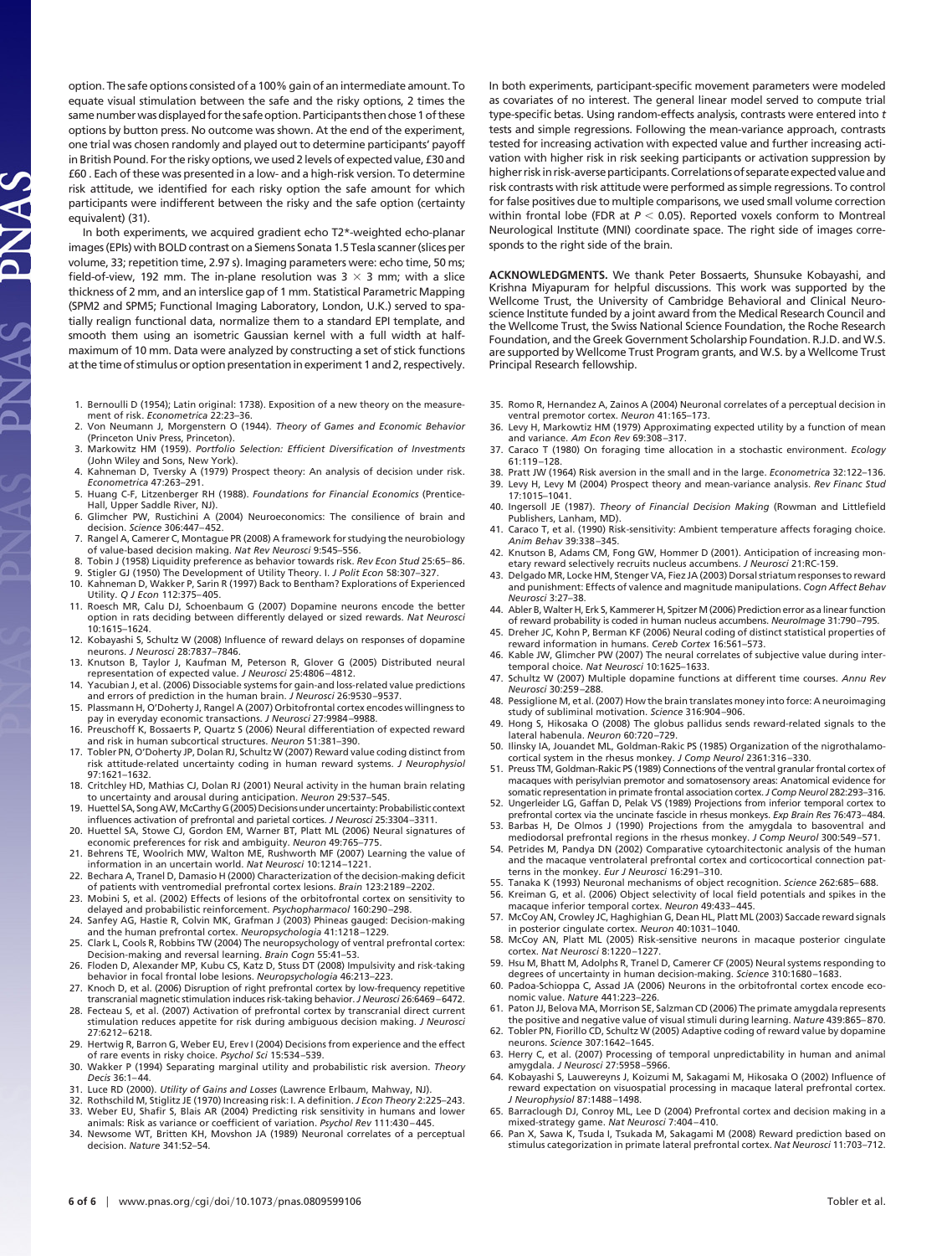option. The safe options consisted of a 100% gain of an intermediate amount. To equate visual stimulation between the safe and the risky options, 2 times the same number was displayed for the safe option. Participants then chose 1 of these options by button press. No outcome was shown. At the end of the experiment, one trial was chosen randomly and played out to determine participants' payoff in British Pound. For the risky options, we used 2 levels of expected value, £30 and £60 . Each of these was presented in a low- and a high-risk version. To determine risk attitude, we identified for each risky option the safe amount for which participants were indifferent between the risky and the safe option (certainty equivalent) (31).

In both experiments, we acquired gradient echo T2*-weighted echo-planar images (EPIs) with BOLD contrast on a Siemens Sonata 1.5 Tesla scanner (slices per volume, 33; repetition time, 2.97 s). Imaging parameters were: echo time, 50 ms; field-of-view, 192 mm. The in-plane resolution was $3 \times 3$ mm; with a slice thickness of 2 mm, and an interslice gap of 1 mm. Statistical Parametric Mapping (SPM2 and SPM5; Functional Imaging Laboratory, London, U.K.) served to spatially realign functional data, normalize them to a standard EPI template, and smooth them using an isometric Gaussian kernel with a full width at half-maximum of 10 mm. Data were analyzed by constructing a set of stick functions at the time of stimulus or option presentation in experiment 1 and 2, respectively.

In both experiments, participant-specific movement parameters were modeled as covariates of no interest. The general linear model served to compute trial type-specific betas. Using random-effects analysis, contrasts were entered into *t* tests and simple regressions. Following the mean-variance approach, contrasts tested for increasing activation with expected value and further increasing activation with higher risk in risk seeking participants or activation suppression by higher risk in risk-averse participants. Correlations of separate expected value and risk contrasts with risk attitude were performed as simple regressions. To control for false positives due to multiple comparisons, we used small volume correction within frontal lobe (FDR at $P < 0.05$). Reported voxels conform to Montreal Neurological Institute (MNI) coordinate space. The right side of images corresponds to the right side of the brain.

**ACKNOWLEDGMENTS.** We thank Peter Bossaerts, Shunsuke Kobayashi, and Krishna Miyapuram for helpful discussions. This work was supported by the Wellcome Trust, the University of Cambridge Behavioral and Clinical Neuroscience Institute funded by a joint award from the Medical Research Council and the Wellcome Trust, the Swiss National Science Foundation, the Roche Research Foundation, and the Greek Government Scholarship Foundation. R.J.D. and W.S. are supported by Wellcome Trust Program grants, and W.S. by a Wellcome Trust Principal Research fellowship.

1. Bernoulli D (1954); Latin original: 1738). Exposition of a new theory on the measurement of risk. *Econometrica* 22:23–36.
2. Von Neumann J, Morgenstern O (1944). *Theory of Games and Economic Behavior* (Princeton Univ Press, Princeton).
3. Markowitz HM (1959). *Portfolio Selection: Efficient Diversification of Investments* (John Wiley and Sons, New York).
4. Kahneman D, Tversky A (1979) Prospect theory: An analysis of decision under risk. *Econometrica* 47:263–291.
5. Huang C-F, Litzenberger RH (1988). *Foundations for Financial Economics* (Prentice-Hall, Upper Saddle River, NJ).
6. Glimcher PW, Rustichini A (2004) Neuroeconomics: The consilience of brain and decision. *Science* 306:447–452.
7. Rangel A, Camerer C, Montague PR (2008) A framework for studying the neurobiology of value-based decision making. *Nat Rev Neurosci* 9:545–556.
8. Tobin J (1958) Liquidity preference as behavior towards risk. *Rev Econ Stud* 25:65–86.
9. Stigler GJ (1950) The Development of Utility Theory. I. *J Polit Econ* 58:307–327.
10. Kahneman D, Wakker P, Sarin R (1997) Back to Bentham? Explorations of Experienced Utility. *Q J Econ* 112:375–405.
11. Roesch MR, Calu DJ, Schoenbaum G (2007) Dopamine neurons encode the better option in rats deciding between differently delayed or sized rewards. *Nat Neurosci* 10:1615–1624.
12. Kobayashi S, Schultz W (2008) Influence of reward delays on responses of dopamine neurons. *J Neurosci* 28:7837–7846.
13. Knutson B, Taylor J, Kaufman M, Peterson R, Glover G (2005) Distributed neural representation of expected value. *J Neurosci* 25:4806–4812.
14. Yacubian J, et al. (2006) Dissociable systems for gain-and loss-related value predictions and errors of prediction in the human brain. *J Neurosci* 26:9530–9537.
15. Plassmann H, O'Doherty J, Rangel A (2007) Orbitofrontal cortex encodes willingness to pay in everyday economic transactions. *J Neurosci* 27:9984–9988.
16. Preuschoff K, Bossaerts P, Quartz S (2006) Neural differentiation of expected reward and risk in human subcortical structures. *Neuron* 51:381–390.
17. Tobler PN, O'Doherty JP, Dolan RJ, Schultz W (2007) Reward value coding distinct from risk attitude-related uncertainty coding in human reward systems. *J Neurophysiol* 97:1621–1632.
18. Critchley HD, Mathias CJ, Dolan RJ (2001) Neural activity in the human brain relating to uncertainty and arousal during anticipation. *Neuron* 29:537–545.
19. Huettel SA, Song AW, McCarthy G (2005) Decisions under uncertainty: Probabilistic context influences activation of prefrontal and parietal cortices. *J Neurosci* 25:3304–3311.
20. Huettel SA, Stowe CJ, Gordon EM, Warner BT, Platt ML (2006) Neural signatures of economic preferences for risk and ambiguity. *Neuron* 49:765–775.
21. Behrens TE, Woolrich MW, Walton ME, Rushworth MF (2007) Learning the value of information in an uncertain world. *Nat Neurosci* 10:1214–1221.
22. Bechara A, Tranel D, Damasio H (2000) Characterization of the decision-making deficit of patients with ventromedial prefrontal cortex lesions. *Brain* 123:2189–2202.
23. Mobini S, et al. (2002) Effects of lesions of the orbitofrontal cortex on sensitivity to delayed and probabilistic reinforcement. *Psychopharmacol* 160:290–298.
24. Sanfey AG, Hastie R, Colvin MK, Grafman J (2003) Phineas gauged: Decision-making and the human prefrontal cortex. *Neuropsychologia* 41:1218–1229.
25. Clark L, Cools R, Robbins TW (2004) The neuropsychology of ventral prefrontal cortex: Decision-making and reversal learning. *Brain Cogn* 55:41–53.
26. Floden D, Alexander MP, Kubu CS, Katz D, Stuss DT (2008) Impulsivity and risk-taking behavior in focal frontal lobe lesions. *Neuropsychologia* 46:213–223.
27. Knoch D, et al. (2006) Disruption of right prefrontal cortex by low-frequency repetitive transcranial magnetic stimulation induces risk-taking behavior. *J Neurosci* 26:6469–6472.
28. Fecteau S, et al. (2007) Activation of prefrontal cortex by transcranial direct current stimulation reduces appetite for risk during ambiguous decision making. *J Neurosci* 27:6212–6218.
29. Hertwig R, Barron G, Weber EU, Erev I (2004) Decisions from experience and the effect of rare events in risky choice. *Psychol Sci* 15:534–539.
30. Wakker P (1994) Separating marginal utility and probabilistic risk aversion. *Theory Decis* 36:1–44.
31. Luce RD (2000). *Utility of Gains and Losses* (Lawrence Erlbaum, Mahway, NJ).
32. Rothschild M, Stiglitz JE (1970) Increasing risk: I. A definition. *J Econ Theory* 2:225–243.
33. Weber EU, Shafir S, Blais AR (2004) Predicting risk sensitivity in humans and lower animals: Risk as variance or coefficient of variation. *Psychol Rev* 111:430–445.
34. Newsome WT, Britten KH, Movshon JA (1989) Neuronal correlates of a perceptual decision. *Nature* 341:52–54.
35. Romo R, Hernandez A, Zainos A (2004) Neuronal correlates of a perceptual decision in ventral premotor cortex. *Neuron* 41:165–173.
36. Levy H, Markowtiz HM (1979) Approximating expected utility by a function of mean and variance. *Am Econ Rev* 69:308–317.
37. Caraco T (1980) On foraging time allocation in a stochastic environment. *Ecology* 61:119–128.
38. Pratt JW (1964) Risk aversion in the small and in the large. *Econometrica* 32:122–136.
39. Levy H, Levy M (2004) Prospect theory and mean-variance analysis. *Rev Financ Stud* 17:1015–1041.
40. Ingersoll JE (1987). *Theory of Financial Decision Making* (Rowman and Littlefield Publishers, Lanham, MD).
41. Caraco T, et al. (1990) Risk-sensitivity: Ambient temperature affects foraging choice. *Anim Behav* 39:338–345.
42. Knutson B, Adams CM, Fong GW, Hommer D (2001). Anticipation of increasing monetary reward selectively recruits nucleus accumbens. *J Neurosci* 21:RC-159.
43. Delgado MR, Locke HM, Stenger VA, Fiez JA (2003) Dorsal striatum responses to reward and punishment: Effects of valence and magnitude manipulations. *Cogn Affect Behav Neurosci* 3:27–38.
44. Abler B, Walter H, Erk S, Kammerer H, Spitzer M (2006) Prediction error as a linear function of reward probability is coded in human nucleus accumbens. *NeuroImage* 31:790–795.
45. Dreher JC, Kohn P, Berman KF (2006) Neural coding of distinct statistical properties of reward information in humans. *Cereb Cortex* 16:561–573.
46. Kable JW, Glimcher PW (2007) The neural correlates of subjective value during intertemporal choice. *Nat Neurosci* 10:1625–1633.
47. Schultz W (2007) Multiple dopamine functions at different time courses. *Annu Rev Neurosci* 30:259–288.
48. Pessiglione M, et al. (2007) How the brain translates money into force: A neuroimaging study of subliminal motivation. *Science* 316:904–906.
49. Hong S, Hikosaka O (2008) The globus pallidus sends reward-related signals to the lateral habenula. *Neuron* 60:720–729.
50. Ilinsky IA, Jouandet ML, Goldman-Rakic PS (1985) Organization of the nigrothalamocortical system in the rhesus monkey. *J Comp Neurol* 2361:316–330.
51. Preuss TM, Goldman-Rakic PS (1989) Connections of the ventral granular frontal cortex of macaques with perisylvian premotor and somatosensory areas: Anatomical evidence for somatic representation in primate frontal association cortex. *J Comp Neurol* 282:293–316.
52. Ungerleider LG, Gaffan D, Pelak VS (1989) Projections from inferior temporal cortex to prefrontal cortex via the uncinate fascicle in rhesus monkeys. *Exp Brain Res* 76:473–484.
53. Barbas H, De Olmos J (1990) Projections from the amygdala to basoventral and mediodorsal prefrontal regions in the rhesus monkey. *J Comp Neurol* 300:549–571.
54. Petrides M, Pandya DN (2002) Comparative cytoarchitectonic analysis of the human and the macaque ventrolateral prefrontal cortex and corticocortical connection patterns in the monkey. *Eur J Neurosci* 16:291–310.
55. Tanaka K (1993) Neuronal mechanisms of object recognition. *Science* 262:685–688.
56. Kreiman G, et al. (2006) Object selectivity of local field potentials and spikes in the macaque inferior temporal cortex. *Neuron* 49:433–445.
57. McCoy AN, Crowley JC, Haghighian G, Dean HL, Platt ML (2003) Saccade reward signals in posterior cingulate cortex. *Neuron* 40:1031–1040.
58. McCoy AN, Platt ML (2005) Risk-sensitive neurons in macaque posterior cingulate cortex. *Nat Neurosci* 8:1220–1227.
59. Hsu M, Bhatt M, Adolphs R, Tranel D, Camerer CF (2005) Neural systems responding to degrees of uncertainty in human decision-making. *Science* 310:1680–1683.
60. Padoa-Schioppa C, Assad JA (2006) Neurons in the orbitofrontal cortex encode economic value. *Nature* 441:223–226.
61. Paton JJ, Belova MA, Morrison SE, Salzman CD (2006) The primate amygdala represents the positive and negative value of visual stimuli during learning. *Nature* 439:865–870.
62. Tobler PN, Fiorillo CD, Schultz W (2005) Adaptive coding of reward value by dopamine neurons. *Science* 307:1642–1645.
63. Herry C, et al. (2007) Processing of temporal unpredictability in human and animal amygdala. *J Neurosci* 27:5958–5966.
64. Kobayashi S, Lauwereyns J, Koizumi M, Sakagami M, Hikosaka O (2002) Influence of reward expectation on visuospatial processing in macaque lateral prefrontal cortex. *J Neurophysiol* 87:1488–1498.
65. Barraclough DJ, Conroy ML, Lee D (2004) Prefrontal cortex and decision making in a mixed-strategy game. *Nat Neurosci* 7:404–410.
66. Pan X, Sawa K, Tsuda I, Tsukada M, Sakagami M (2008) Reward prediction based on stimulus categorization in primate lateral prefrontal cortex. *Nat Neurosci* 11:703–712.